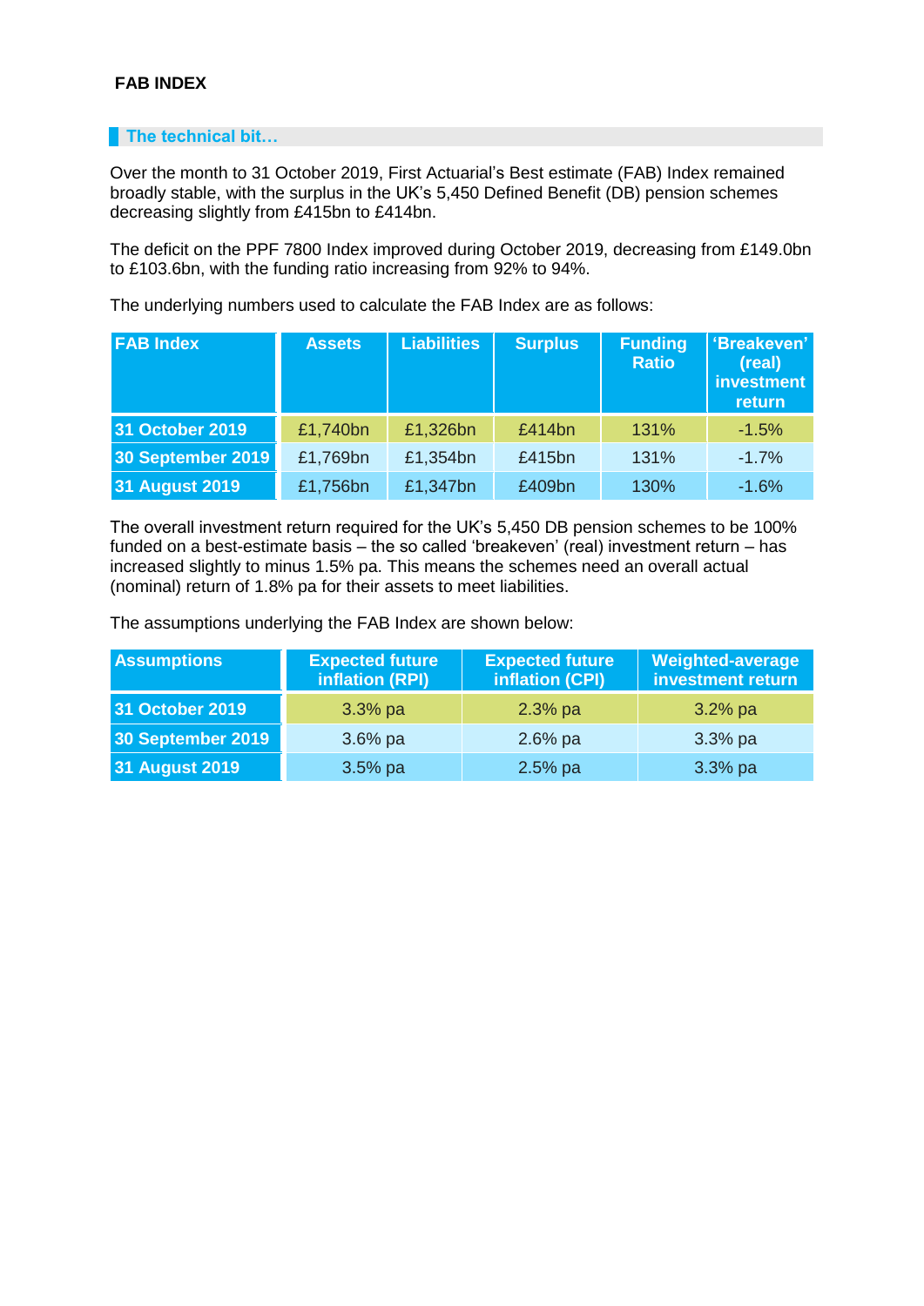**FAB INDEX**

## The technical bit…

Over the month to 31 October 2019, First Actuarial's Best estimate (FAB) Index remained broadly stable, with the surplus in the UK's 5,450 Defined Benefit (DB) pension schemes decreasing slightly from £415bn to £414bn.

The deficit on the PPF 7800 Index improved during October 2019, decreasing from £149.0bn to £103.6bn, with the funding ratio increasing from 92% to 94%.

The underlying numbers used to calculate the FAB Index are as follows:

| FAB Index | Assets | Liabilities | Surplus | Funding Ratio | 'Breakeven' (real) investment return |
|---|---|---|---|---|---|
| 31 October 2019 | £1,740bn | £1,326bn | £414bn | 131% | -1.5% |
| 30 September 2019 | £1,769bn | £1,354bn | £415bn | 131% | -1.7% |
| 31 August 2019 | £1,756bn | £1,347bn | £409bn | 130% | -1.6% |

The overall investment return required for the UK's 5,450 DB pension schemes to be 100% funded on a best-estimate basis – the so called 'breakeven' (real) investment return – has increased slightly to minus 1.5% pa. This means the schemes need an overall actual (nominal) return of 1.8% pa for their assets to meet liabilities.

The assumptions underlying the FAB Index are shown below:

| Assumptions | Expected future inflation (RPI) | Expected future inflation (CPI) | Weighted-average investment return |
|---|---|---|---|
| 31 October 2019 | 3.3% pa | 2.3% pa | 3.2% pa |
| 30 September 2019 | 3.6% pa | 2.6% pa | 3.3% pa |
| 31 August 2019 | 3.5% pa | 2.5% pa | 3.3% pa |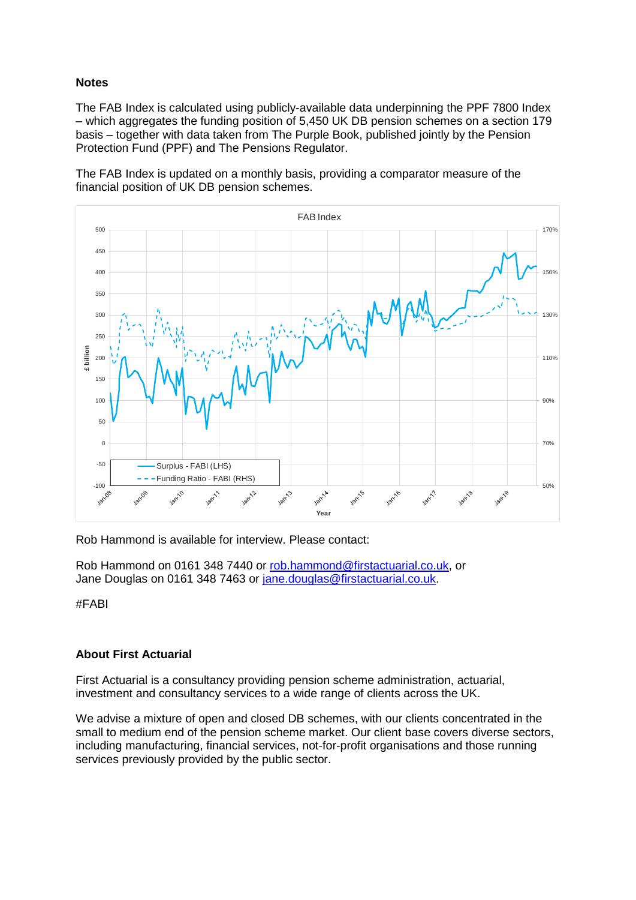**Notes**

The FAB Index is calculated using publicly-available data underpinning the PPF 7800 Index – which aggregates the funding position of 5,450 UK DB pension schemes on a section 179 basis – together with data taken from The Purple Book, published jointly by the Pension Protection Fund (PPF) and The Pensions Regulator.

The FAB Index is updated on a monthly basis, providing a comparator measure of the financial position of UK DB pension schemes.

FAB Index

£ billion

500
450
400
350
300
250
200
150
100
50
0
-50
-100

170%
150%
130%
110%
90%
70%
50%

Jan-08
Jan-09
Jan-10
Jan-11
Jan-12
Jan-13
Jan-14
Jan-15
Jan-16
Jan-17
Jan-18
Jan-19

Year

Surplus - FABI (LHS)
Funding Ratio - FABI (RHS)

Rob Hammond is available for interview. Please contact:

Rob Hammond on 0161 348 7440 or rob.hammond@firstactuarial.co.uk, or
Jane Douglas on 0161 348 7463 or jane.douglas@firstactuarial.co.uk.

#FABI

**About First Actuarial**

First Actuarial is a consultancy providing pension scheme administration, actuarial, investment and consultancy services to a wide range of clients across the UK.

We advise a mixture of open and closed DB schemes, with our clients concentrated in the small to medium end of the pension scheme market. Our client base covers diverse sectors, including manufacturing, financial services, not-for-profit organisations and those running services previously provided by the public sector.